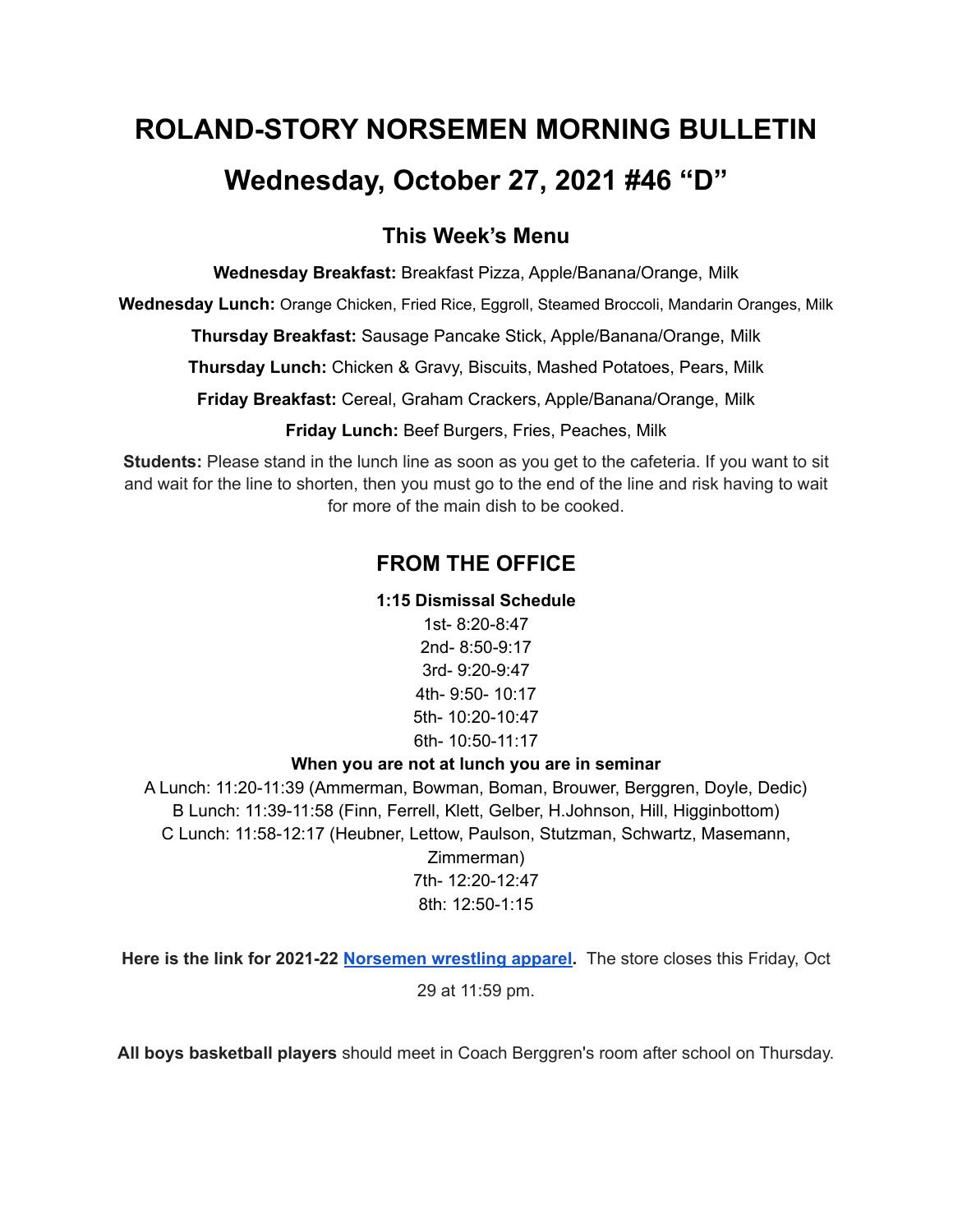# ROLAND-STORY NORSEMEN MORNING BULLETIN

# Wednesday, October 27, 2021 #46 "D"

## This Week's Menu

**Wednesday Breakfast:** Breakfast Pizza, Apple/Banana/Orange, Milk

**Wednesday Lunch:** Orange Chicken, Fried Rice, Eggroll, Steamed Broccoli, Mandarin Oranges, Milk

**Thursday Breakfast:** Sausage Pancake Stick, Apple/Banana/Orange, Milk

**Thursday Lunch:** Chicken & Gravy, Biscuits, Mashed Potatoes, Pears, Milk

**Friday Breakfast:** Cereal, Graham Crackers, Apple/Banana/Orange, Milk

**Friday Lunch:** Beef Burgers, Fries, Peaches, Milk

**Students:** Please stand in the lunch line as soon as you get to the cafeteria. If you want to sit and wait for the line to shorten, then you must go to the end of the line and risk having to wait for more of the main dish to be cooked.

## FROM THE OFFICE

**1:15 Dismissal Schedule**

1st- 8:20-8:47
2nd- 8:50-9:17
3rd- 9:20-9:47
4th- 9:50- 10:17
5th- 10:20-10:47
6th- 10:50-11:17

**When you are not at lunch you are in seminar**

A Lunch: 11:20-11:39 (Ammerman, Bowman, Boman, Brouwer, Berggren, Doyle, Dedic)
B Lunch: 11:39-11:58 (Finn, Ferrell, Klett, Gelber, H.Johnson, Hill, Higginbottom)
C Lunch: 11:58-12:17 (Heubner, Lettow, Paulson, Stutzman, Schwartz, Masemann, Zimmerman)
7th- 12:20-12:47
8th: 12:50-1:15

**Here is the link for 2021-22 Norsemen wrestling apparel.** The store closes this Friday, Oct 29 at 11:59 pm.

**All boys basketball players** should meet in Coach Berggren's room after school on Thursday.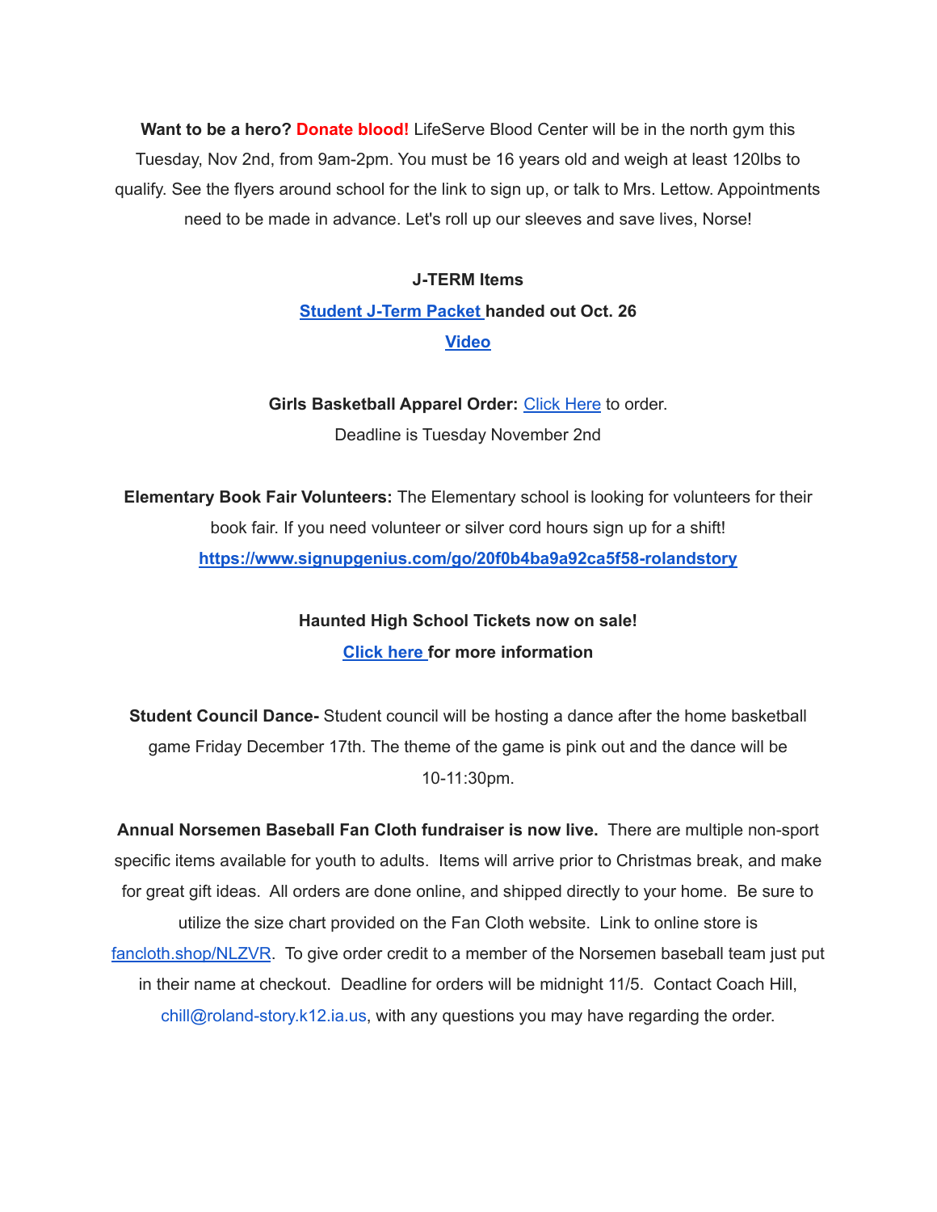**Want to be a hero? Donate blood!** LifeServe Blood Center will be in the north gym this Tuesday, Nov 2nd, from 9am-2pm. You must be 16 years old and weigh at least 120lbs to qualify. See the flyers around school for the link to sign up, or talk to Mrs. Lettow. Appointments need to be made in advance. Let's roll up our sleeves and save lives, Norse!

**J-TERM Items**

**Student J-Term Packet handed out Oct. 26**

**Video**

**Girls Basketball Apparel Order:** Click Here to order.
Deadline is Tuesday November 2nd

**Elementary Book Fair Volunteers:** The Elementary school is looking for volunteers for their book fair. If you need volunteer or silver cord hours sign up for a shift!
**https://www.signupgenius.com/go/20f0b4ba9a92ca5f58-rolandstory**

**Haunted High School Tickets now on sale!**
**Click here for more information**

**Student Council Dance-** Student council will be hosting a dance after the home basketball game Friday December 17th. The theme of the game is pink out and the dance will be 10-11:30pm.

**Annual Norsemen Baseball Fan Cloth fundraiser is now live.** There are multiple non-sport specific items available for youth to adults. Items will arrive prior to Christmas break, and make for great gift ideas. All orders are done online, and shipped directly to your home. Be sure to utilize the size chart provided on the Fan Cloth website. Link to online store is fancloth.shop/NLZVR. To give order credit to a member of the Norsemen baseball team just put in their name at checkout. Deadline for orders will be midnight 11/5. Contact Coach Hill, chill@roland-story.k12.ia.us, with any questions you may have regarding the order.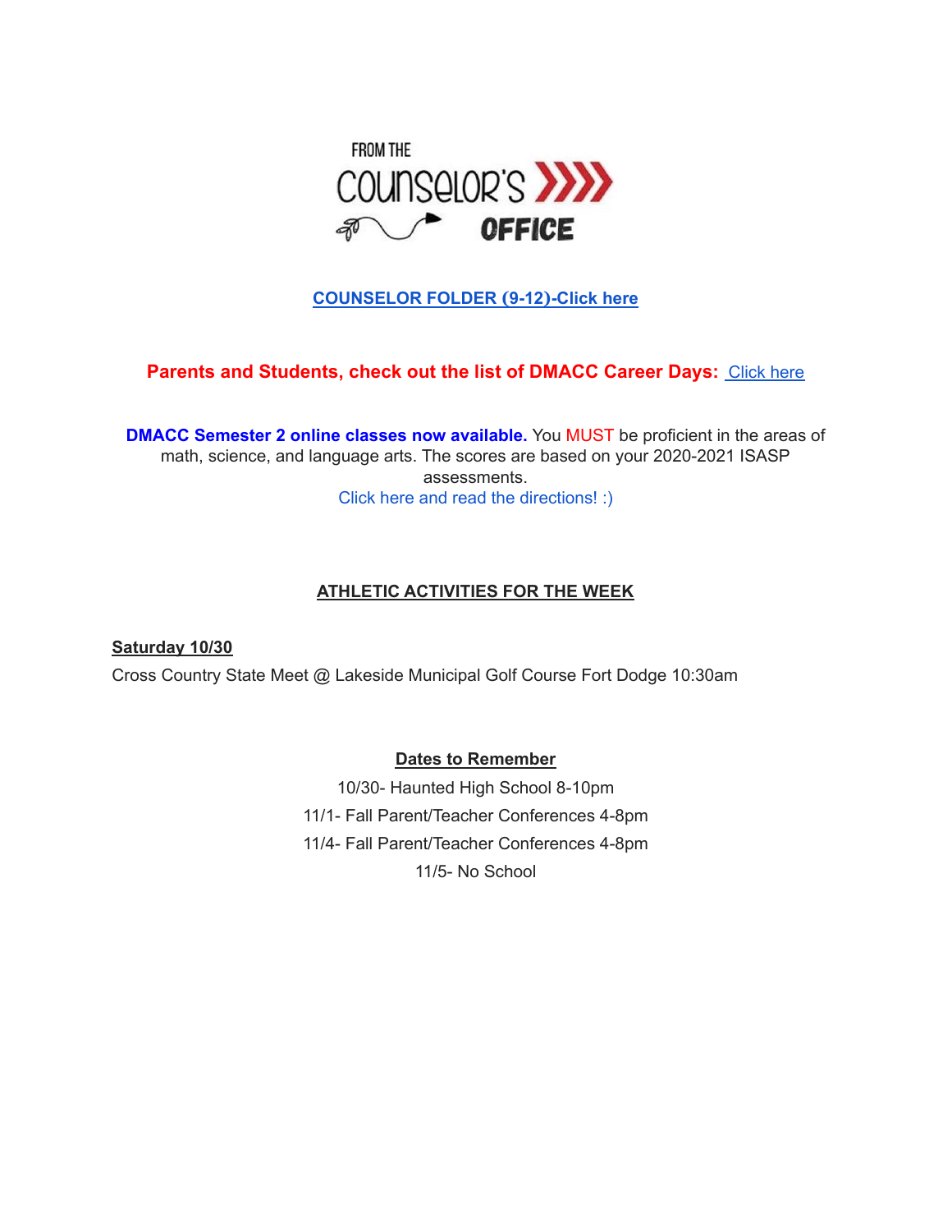FROM THE COUNSELOR'S OFFICE

**COUNSELOR FOLDER (9-12)-Click here**

**Parents and Students, check out the list of DMACC Career Days:** Click here

**DMACC Semester 2 online classes now available.** You MUST be proficient in the areas of math, science, and language arts. The scores are based on your 2020-2021 ISASP assessments.
Click here and read the directions! :)

## ATHLETIC ACTIVITIES FOR THE WEEK

**Saturday 10/30**

Cross Country State Meet @ Lakeside Municipal Golf Course Fort Dodge 10:30am

## Dates to Remember

10/30- Haunted High School 8-10pm
11/1- Fall Parent/Teacher Conferences 4-8pm
11/4- Fall Parent/Teacher Conferences 4-8pm
11/5- No School